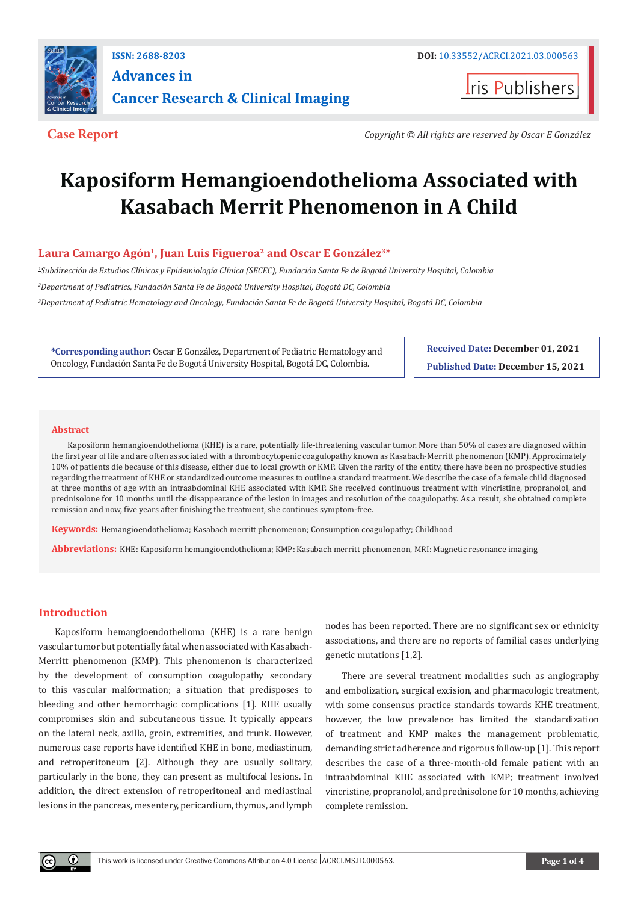**Case Report**

*Copyright © All rights are reserved by Oscar E González*

# Kaposiform Hemangioendothelioma Associated with Kasabach Merrit Phenomenon in A Child

**Laura Camargo Agón[1], Juan Luis Figueroa[2] and Oscar E González[3]***

*[1]Subdirección de Estudios Clínicos y Epidemiología Clínica (SECEC), Fundación Santa Fe de Bogotá University Hospital, Colombia*

*[2]Department of Pediatrics, Fundación Santa Fe de Bogotá University Hospital, Bogotá DC, Colombia*

*[3]Department of Pediatric Hematology and Oncology, Fundación Santa Fe de Bogotá University Hospital, Bogotá DC, Colombia*

**\*Corresponding author:** Oscar E González, Department of Pediatric Hematology and Oncology, Fundación Santa Fe de Bogotá University Hospital, Bogotá DC, Colombia.

**Received Date:** December 01, 2021

**Published Date:** December 15, 2021

## Abstract

Kaposiform hemangioendothelioma (KHE) is a rare, potentially life-threatening vascular tumor. More than 50% of cases are diagnosed within the first year of life and are often associated with a thrombocytopenic coagulopathy known as Kasabach-Merritt phenomenon (KMP). Approximately 10% of patients die because of this disease, either due to local growth or KMP. Given the rarity of the entity, there have been no prospective studies regarding the treatment of KHE or standardized outcome measures to outline a standard treatment. We describe the case of a female child diagnosed at three months of age with an intraabdominal KHE associated with KMP. She received continuous treatment with vincristine, propranolol, and prednisolone for 10 months until the disappearance of the lesion in images and resolution of the coagulopathy. As a result, she obtained complete remission and now, five years after finishing the treatment, she continues symptom-free.

**Keywords:** Hemangioendothelioma; Kasabach merritt phenomenon; Consumption coagulopathy; Childhood

**Abbreviations:** KHE: Kaposiform hemangioendothelioma; KMP: Kasabach merritt phenomenon, MRI: Magnetic resonance imaging

## Introduction

Kaposiform hemangioendothelioma (KHE) is a rare benign vascular tumor but potentially fatal when associated with Kasabach-Merritt phenomenon (KMP). This phenomenon is characterized by the development of consumption coagulopathy secondary to this vascular malformation; a situation that predisposes to bleeding and other hemorrhagic complications [1]. KHE usually compromises skin and subcutaneous tissue. It typically appears on the lateral neck, axilla, groin, extremities, and trunk. However, numerous case reports have identified KHE in bone, mediastinum, and retroperitoneum [2]. Although they are usually solitary, particularly in the bone, they can present as multifocal lesions. In addition, the direct extension of retroperitoneal and mediastinal lesions in the pancreas, mesentery, pericardium, thymus, and lymph nodes has been reported. There are no significant sex or ethnicity associations, and there are no reports of familial cases underlying genetic mutations [1,2].

There are several treatment modalities such as angiography and embolization, surgical excision, and pharmacologic treatment, with some consensus practice standards towards KHE treatment, however, the low prevalence has limited the standardization of treatment and KMP makes the management problematic, demanding strict adherence and rigorous follow-up [1]. This report describes the case of a three-month-old female patient with an intraabdominal KHE associated with KMP; treatment involved vincristine, propranolol, and prednisolone for 10 months, achieving complete remission.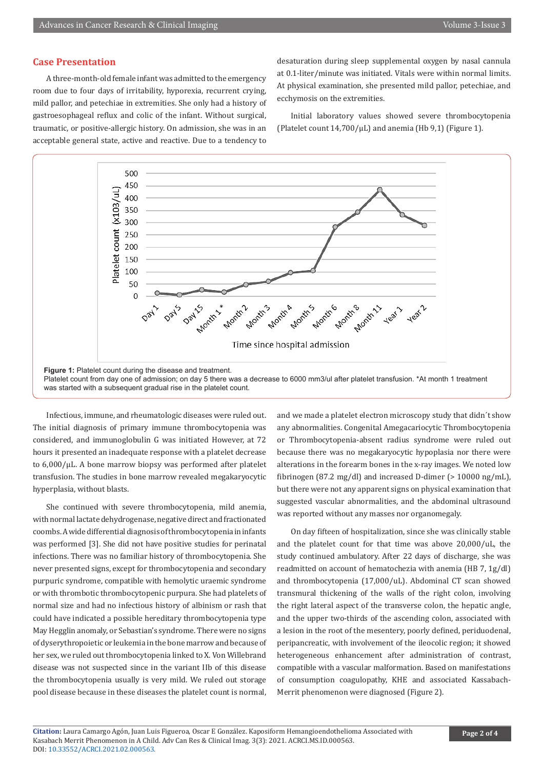## Case Presentation

A three-month-old female infant was admitted to the emergency room due to four days of irritability, hyporexia, recurrent crying, mild pallor, and petechiae in extremities. She only had a history of gastroesophageal reflux and colic of the infant. Without surgical, traumatic, or positive-allergic history. On admission, she was in an acceptable general state, active and reactive. Due to a tendency to desaturation during sleep supplemental oxygen by nasal cannula at 0.1-liter/minute was initiated. Vitals were within normal limits. At physical examination, she presented mild pallor, petechiae, and ecchymosis on the extremities.

Initial laboratory values showed severe thrombocytopenia (Platelet count 14,700/µL) and anemia (Hb 9,1) (Figure 1).

**Figure 1:** Platelet count during the disease and treatment.
Platelet count from day one of admission; on day 5 there was a decrease to 6000 mm3/ul after platelet transfusion. *At month 1 treatment was started with a subsequent gradual rise in the platelet count.

Infectious, immune, and rheumatologic diseases were ruled out. The initial diagnosis of primary immune thrombocytopenia was considered, and immunoglobulin G was initiated However, at 72 hours it presented an inadequate response with a platelet decrease to 6,000/µL. A bone marrow biopsy was performed after platelet transfusion. The studies in bone marrow revealed megakaryocytic hyperplasia, without blasts.

She continued with severe thrombocytopenia, mild anemia, with normal lactate dehydrogenase, negative direct and fractionated coombs. A wide differential diagnosis of thrombocytopenia in infants was performed [3]. She did not have positive studies for perinatal infections. There was no familiar history of thrombocytopenia. She never presented signs, except for thrombocytopenia and secondary purpuric syndrome, compatible with hemolytic uraemic syndrome or with thrombotic thrombocytopenic purpura. She had platelets of normal size and had no infectious history of albinism or rash that could have indicated a possible hereditary thrombocytopenia type May Hegglin anomaly, or Sebastian's syndrome. There were no signs of dyserythropoietic or leukemia in the bone marrow and because of her sex, we ruled out thrombocytopenia linked to X. Von Willebrand disease was not suspected since in the variant IIb of this disease the thrombocytopenia usually is very mild. We ruled out storage pool disease because in these diseases the platelet count is normal, and we made a platelet electron microscopy study that didn´t show any abnormalities. Congenital Amegacariocytic Thrombocytopenia or Thrombocytopenia-absent radius syndrome were ruled out because there was no megakaryocytic hypoplasia nor there were alterations in the forearm bones in the x-ray images. We noted low fibrinogen (87.2 mg/dl) and increased D-dimer (> 10000 ng/mL), but there were not any apparent signs on physical examination that suggested vascular abnormalities, and the abdominal ultrasound was reported without any masses nor organomegaly.

On day fifteen of hospitalization, since she was clinically stable and the platelet count for that time was above 20,000/uL, the study continued ambulatory. After 22 days of discharge, she was readmitted on account of hematochezia with anemia (HB 7, 1g/dl) and thrombocytopenia (17,000/uL). Abdominal CT scan showed transmural thickening of the walls of the right colon, involving the right lateral aspect of the transverse colon, the hepatic angle, and the upper two-thirds of the ascending colon, associated with a lesion in the root of the mesentery, poorly defined, periduodenal, peripancreatic, with involvement of the ileocolic region; it showed heterogeneous enhancement after administration of contrast, compatible with a vascular malformation. Based on manifestations of consumption coagulopathy, KHE and associated Kassabach-Merrit phenomenon were diagnosed (Figure 2).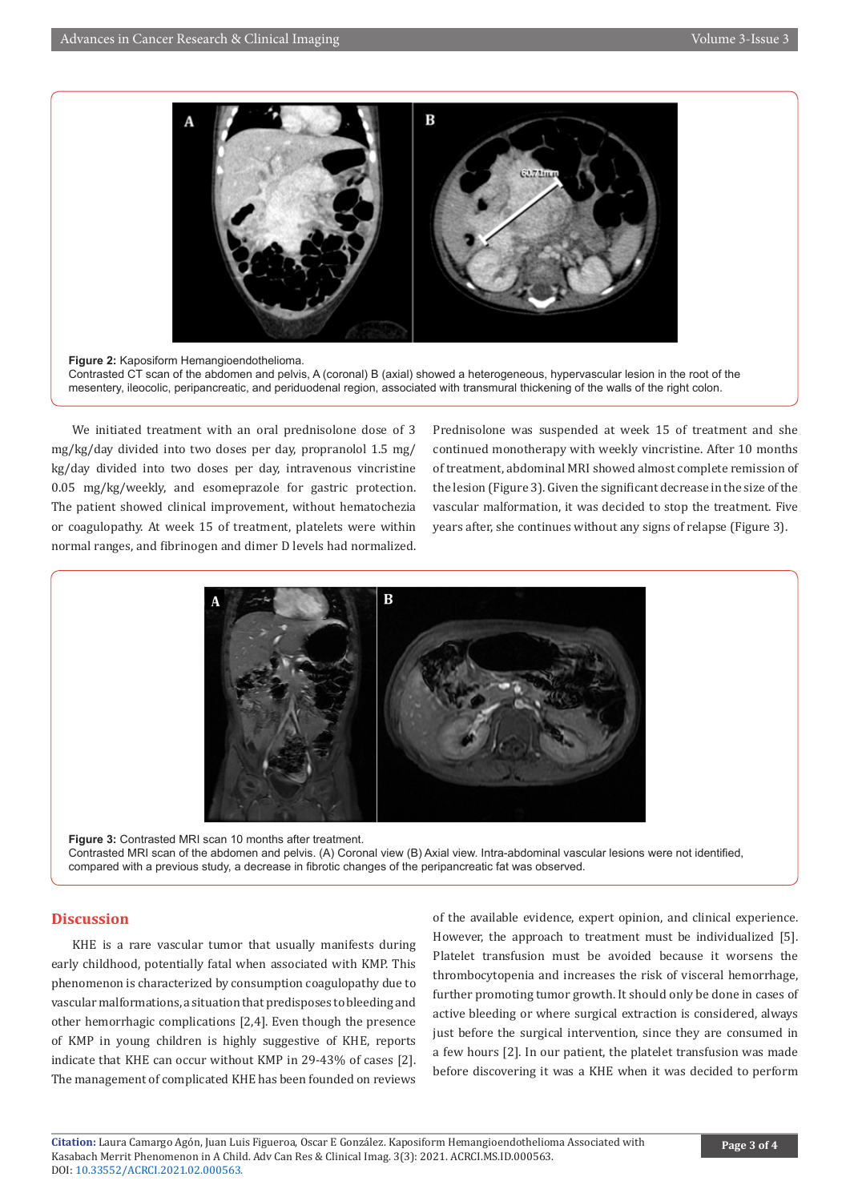**Figure 2:** Kaposiform Hemangioendothelioma.
Contrasted CT scan of the abdomen and pelvis, A (coronal) B (axial) showed a heterogeneous, hypervascular lesion in the root of the mesentery, ileocolic, peripancreatic, and periduodenal region, associated with transmural thickening of the walls of the right colon.

We initiated treatment with an oral prednisolone dose of 3 mg/kg/day divided into two doses per day, propranolol 1.5 mg/kg/day divided into two doses per day, intravenous vincristine 0.05 mg/kg/weekly, and esomeprazole for gastric protection. The patient showed clinical improvement, without hematochezia or coagulopathy. At week 15 of treatment, platelets were within normal ranges, and fibrinogen and dimer D levels had normalized. Prednisolone was suspended at week 15 of treatment and she continued monotherapy with weekly vincristine. After 10 months of treatment, abdominal MRI showed almost complete remission of the lesion (Figure 3). Given the significant decrease in the size of the vascular malformation, it was decided to stop the treatment. Five years after, she continues without any signs of relapse (Figure 3).

**Figure 3:** Contrasted MRI scan 10 months after treatment.
Contrasted MRI scan of the abdomen and pelvis. (A) Coronal view (B) Axial view. Intra-abdominal vascular lesions were not identified, compared with a previous study, a decrease in fibrotic changes of the peripancreatic fat was observed.

## Discussion

KHE is a rare vascular tumor that usually manifests during early childhood, potentially fatal when associated with KMP. This phenomenon is characterized by consumption coagulopathy due to vascular malformations, a situation that predisposes to bleeding and other hemorrhagic complications [2,4]. Even though the presence of KMP in young children is highly suggestive of KHE, reports indicate that KHE can occur without KMP in 29-43% of cases [2]. The management of complicated KHE has been founded on reviews of the available evidence, expert opinion, and clinical experience. However, the approach to treatment must be individualized [5]. Platelet transfusion must be avoided because it worsens the thrombocytopenia and increases the risk of visceral hemorrhage, further promoting tumor growth. It should only be done in cases of active bleeding or where surgical extraction is considered, always just before the surgical intervention, since they are consumed in a few hours [2]. In our patient, the platelet transfusion was made before discovering it was a KHE when it was decided to perform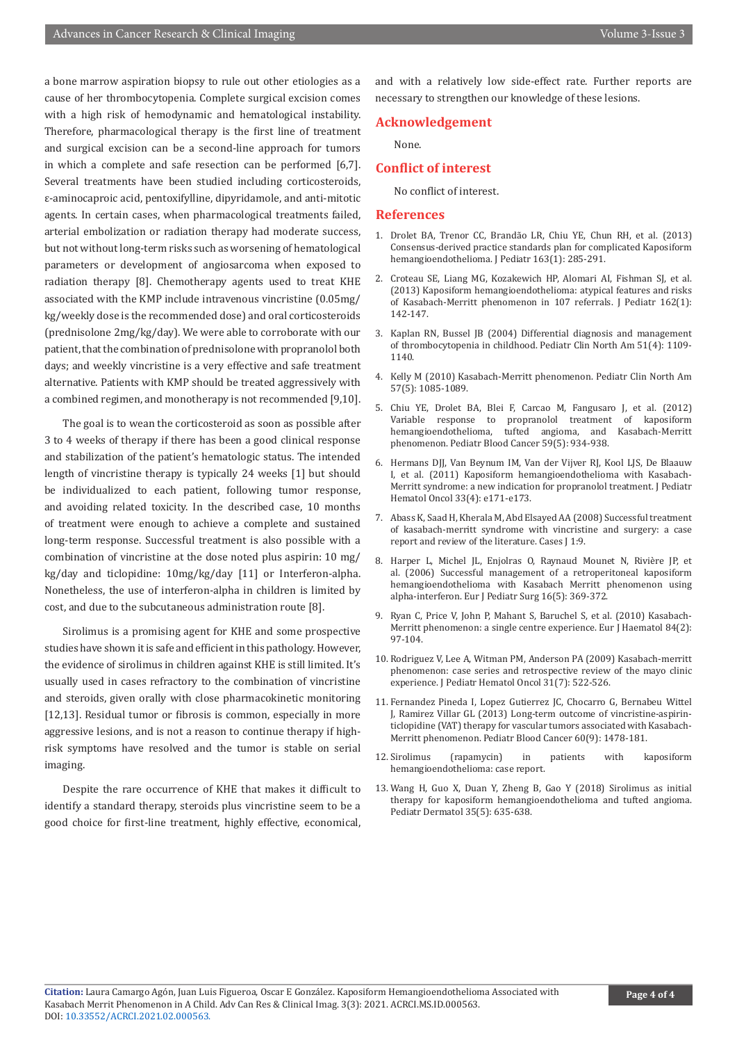a bone marrow aspiration biopsy to rule out other etiologies as a cause of her thrombocytopenia. Complete surgical excision comes with a high risk of hemodynamic and hematological instability. Therefore, pharmacological therapy is the first line of treatment and surgical excision can be a second-line approach for tumors in which a complete and safe resection can be performed [6,7]. Several treatments have been studied including corticosteroids, ε-aminocaproic acid, pentoxifylline, dipyridamole, and anti-mitotic agents. In certain cases, when pharmacological treatments failed, arterial embolization or radiation therapy had moderate success, but not without long-term risks such as worsening of hematological parameters or development of angiosarcoma when exposed to radiation therapy [8]. Chemotherapy agents used to treat KHE associated with the KMP include intravenous vincristine (0.05mg/kg/weekly dose is the recommended dose) and oral corticosteroids (prednisolone 2mg/kg/day). We were able to corroborate with our patient, that the combination of prednisolone with propranolol both days; and weekly vincristine is a very effective and safe treatment alternative. Patients with KMP should be treated aggressively with a combined regimen, and monotherapy is not recommended [9,10].

The goal is to wean the corticosteroid as soon as possible after 3 to 4 weeks of therapy if there has been a good clinical response and stabilization of the patient's hematologic status. The intended length of vincristine therapy is typically 24 weeks [1] but should be individualized to each patient, following tumor response, and avoiding related toxicity. In the described case, 10 months of treatment were enough to achieve a complete and sustained long-term response. Successful treatment is also possible with a combination of vincristine at the dose noted plus aspirin: 10 mg/kg/day and ticlopidine: 10mg/kg/day [11] or Interferon-alpha. Nonetheless, the use of interferon-alpha in children is limited by cost, and due to the subcutaneous administration route [8].

Sirolimus is a promising agent for KHE and some prospective studies have shown it is safe and efficient in this pathology. However, the evidence of sirolimus in children against KHE is still limited. It's usually used in cases refractory to the combination of vincristine and steroids, given orally with close pharmacokinetic monitoring [12,13]. Residual tumor or fibrosis is common, especially in more aggressive lesions, and is not a reason to continue therapy if high-risk symptoms have resolved and the tumor is stable on serial imaging.

Despite the rare occurrence of KHE that makes it difficult to identify a standard therapy, steroids plus vincristine seem to be a good choice for first-line treatment, highly effective, economical, and with a relatively low side-effect rate. Further reports are necessary to strengthen our knowledge of these lesions.

## Acknowledgement

None.

## Conflict of interest

No conflict of interest.

## References

1. Drolet BA, Trenor CC, Brandão LR, Chiu YE, Chun RH, et al. (2013) Consensus-derived practice standards plan for complicated Kaposiform hemangioendothelioma. J Pediatr 163(1): 285-291.
2. Croteau SE, Liang MG, Kozakewich HP, Alomari AI, Fishman SJ, et al. (2013) Kaposiform hemangioendothelioma: atypical features and risks of Kasabach-Merritt phenomenon in 107 referrals. J Pediatr 162(1): 142-147.
3. Kaplan RN, Bussel JB (2004) Differential diagnosis and management of thrombocytopenia in childhood. Pediatr Clin North Am 51(4): 1109-1140.
4. Kelly M (2010) Kasabach-Merritt phenomenon. Pediatr Clin North Am 57(5): 1085-1089.
5. Chiu YE, Drolet BA, Blei F, Carcao M, Fangusaro J, et al. (2012) Variable response to propranolol treatment of kaposiform hemangioendothelioma, tufted angioma, and Kasabach-Merritt phenomenon. Pediatr Blood Cancer 59(5): 934-938.
6. Hermans DJJ, Van Beynum IM, Van der Vijver RJ, Kool LJS, De Blaauw I, et al. (2011) Kaposiform hemangioendothelioma with Kasabach-Merritt syndrome: a new indication for propranolol treatment. J Pediatr Hematol Oncol 33(4): e171-e173.
7. Abass K, Saad H, Kherala M, Abd Elsayed AA (2008) Successful treatment of kasabach-merritt syndrome with vincristine and surgery: a case report and review of the literature. Cases J 1:9.
8. Harper L, Michel JL, Enjolras O, Raynaud Mounet N, Rivière JP, et al. (2006) Successful management of a retroperitoneal kaposiform hemangioendothelioma with Kasabach Merritt phenomenon using alpha-interferon. Eur J Pediatr Surg 16(5): 369-372.
9. Ryan C, Price V, John P, Mahant S, Baruchel S, et al. (2010) Kasabach-Merritt phenomenon: a single centre experience. Eur J Haematol 84(2): 97-104.
10. Rodriguez V, Lee A, Witman PM, Anderson PA (2009) Kasabach-merritt phenomenon: case series and retrospective review of the mayo clinic experience. J Pediatr Hematol Oncol 31(7): 522-526.
11. Fernandez Pineda I, Lopez Gutierrez JC, Chocarro G, Bernabeu Wittel J, Ramirez Villar GL (2013) Long-term outcome of vincristine-aspirin-ticlopidine (VAT) therapy for vascular tumors associated with Kasabach-Merritt phenomenon. Pediatr Blood Cancer 60(9): 1478-181.
12. Sirolimus (rapamycin) in patients with kaposiform hemangioendothelioma: case report.
13. Wang H, Guo X, Duan Y, Zheng B, Gao Y (2018) Sirolimus as initial therapy for kaposiform hemangioendothelioma and tufted angioma. Pediatr Dermatol 35(5): 635-638.

**Citation:** Laura Camargo Agón, Juan Luis Figueroa, Oscar E González. Kaposiform Hemangioendothelioma Associated with Kasabach Merrit Phenomenon in A Child. Adv Can Res & Clinical Imag. 3(3): 2021. ACRCI.MS.ID.000563. DOI: 10.33552/ACRCI.2021.02.000563.